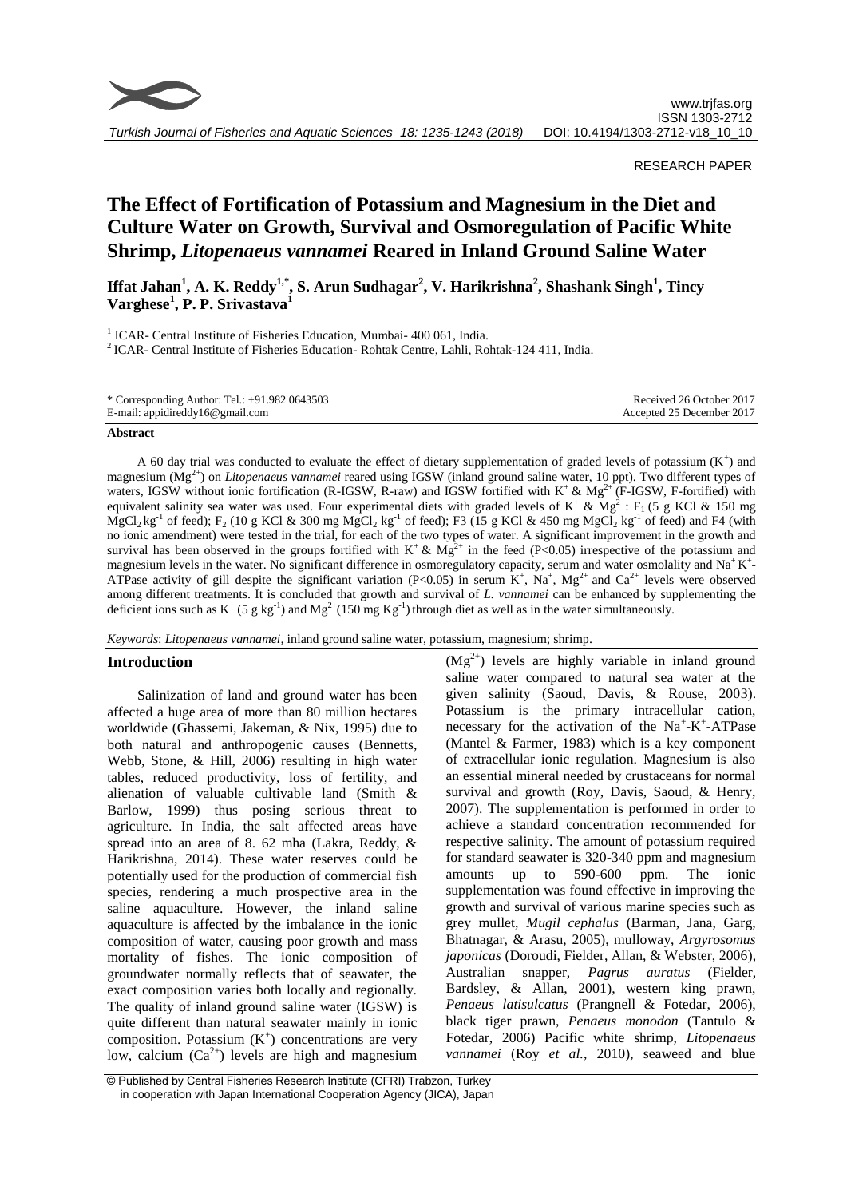RESEARCH PAPER

# The Effect of Fortification of Potassium and Magnesium in the Diet and Culture Water on Growth, Survival and Osmoregulation of Pacific White Shrimp, *Litopenaeus vannamei* Reared in Inland Ground Saline Water

**Iffat Jahan[1], A. K. Reddy[1,*], S. Arun Sudhagar[2], V. Harikrishna[2], Shashank Singh[1], Tincy Varghese[1], P. P. Srivastava[1]**

[1] ICAR- Central Institute of Fisheries Education, Mumbai- 400 061, India.
[2] ICAR- Central Institute of Fisheries Education- Rohtak Centre, Lahli, Rohtak-124 411, India.

\* Corresponding Author: Tel.: +91.982 0643503
E-mail: appidireddy16@gmail.com

Received 26 October 2017
Accepted 25 December 2017

## Abstract

A 60 day trial was conducted to evaluate the effect of dietary supplementation of graded levels of potassium ($K^+$) and magnesium ($Mg^{2+}$) on *Litopenaeus vannamei* reared using IGSW (inland ground saline water, 10 ppt). Two different types of waters, IGSW without ionic fortification (R-IGSW, R-raw) and IGSW fortified with $K^+$ & $Mg^{2+}$ (F-IGSW, F-fortified) with equivalent salinity sea water was used. Four experimental diets with graded levels of $K^+$ & $Mg^{2+}$: $F_1$ (5 g KCl & 150 mg $MgCl_2$ kg$^{-1}$ of feed); $F_2$ (10 g KCl & 300 mg $MgCl_2$ kg$^{-1}$ of feed); F3 (15 g KCl & 450 mg $MgCl_2$ kg$^{-1}$ of feed) and F4 (with no ionic amendment) were tested in the trial, for each of the two types of water. A significant improvement in the growth and survival has been observed in the groups fortified with $K^+$ & $Mg^{2+}$ in the feed ($P<0.05$) irrespective of the potassium and magnesium levels in the water. No significant difference in osmoregulatory capacity, serum and water osmolality and $Na^+K^+$-ATPase activity of gill despite the significant variation ($P<0.05$) in serum $K^+$, $Na^+$, $Mg^{2+}$ and $Ca^{2+}$ levels were observed among different treatments. It is concluded that growth and survival of *L. vannamei* can be enhanced by supplementing the deficient ions such as $K^+$ (5 g kg$^{-1}$) and $Mg^{2+}$(150 mg Kg$^{-1}$) through diet as well as in the water simultaneously.

*Keywords*: *Litopenaeus vannamei*, inland ground saline water, potassium, magnesium; shrimp.

## Introduction

Salinization of land and ground water has been affected a huge area of more than 80 million hectares worldwide (Ghassemi, Jakeman, & Nix, 1995) due to both natural and anthropogenic causes (Bennetts, Webb, Stone, & Hill, 2006) resulting in high water tables, reduced productivity, loss of fertility, and alienation of valuable cultivable land (Smith & Barlow, 1999) thus posing serious threat to agriculture. In India, the salt affected areas have spread into an area of 8. 62 mha (Lakra, Reddy, & Harikrishna, 2014). These water reserves could be potentially used for the production of commercial fish species, rendering a much prospective area in the saline aquaculture. However, the inland saline aquaculture is affected by the imbalance in the ionic composition of water, causing poor growth and mass mortality of fishes. The ionic composition of groundwater normally reflects that of seawater, the exact composition varies both locally and regionally. The quality of inland ground saline water (IGSW) is quite different than natural seawater mainly in ionic composition. Potassium ($K^+$) concentrations are very low, calcium ($Ca^{2+}$) levels are high and magnesium ($Mg^{2+}$) levels are highly variable in inland ground saline water compared to natural sea water at the given salinity (Saoud, Davis, & Rouse, 2003). Potassium is the primary intracellular cation, necessary for the activation of the $Na^+$-$K^+$-ATPase (Mantel & Farmer, 1983) which is a key component of extracellular ionic regulation. Magnesium is also an essential mineral needed by crustaceans for normal survival and growth (Roy, Davis, Saoud, & Henry, 2007). The supplementation is performed in order to achieve a standard concentration recommended for respective salinity. The amount of potassium required for standard seawater is 320-340 ppm and magnesium amounts up to 590-600 ppm. The ionic supplementation was found effective in improving the growth and survival of various marine species such as grey mullet, *Mugil cephalus* (Barman, Jana, Garg, Bhatnagar, & Arasu, 2005), mulloway, *Argyrosomus japonicas* (Doroudi, Fielder, Allan, & Webster, 2006), Australian snapper, *Pagrus auratus* (Fielder, Bardsley, & Allan, 2001), western king prawn, *Penaeus latisulcatus* (Prangnell & Fotedar, 2006), black tiger prawn, *Penaeus monodon* (Tantulo & Fotedar, 2006) Pacific white shrimp, *Litopenaeus vannamei* (Roy *et al.*, 2010), seaweed and blue

© Published by Central Fisheries Research Institute (CFRI) Trabzon, Turkey in cooperation with Japan International Cooperation Agency (JICA), Japan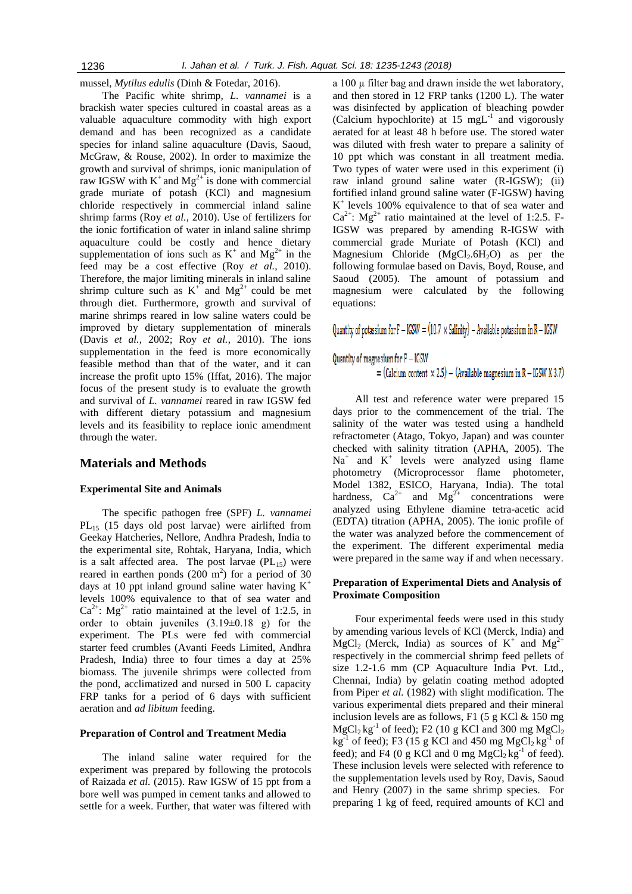mussel, *Mytilus edulis* (Dinh & Fotedar, 2016).

The Pacific white shrimp, *L. vannamei* is a brackish water species cultured in coastal areas as a valuable aquaculture commodity with high export demand and has been recognized as a candidate species for inland saline aquaculture (Davis, Saoud, McGraw, & Rouse, 2002). In order to maximize the growth and survival of shrimps, ionic manipulation of raw IGSW with $K^+$ and $Mg^{2+}$ is done with commercial grade muriate of potash (KCl) and magnesium chloride respectively in commercial inland saline shrimp farms (Roy *et al.*, 2010). Use of fertilizers for the ionic fortification of water in inland saline shrimp aquaculture could be costly and hence dietary supplementation of ions such as $K^+$ and $Mg^{2+}$ in the feed may be a cost effective (Roy *et al.*, 2010). Therefore, the major limiting minerals in inland saline shrimp culture such as $K^+$ and $Mg^{2+}$ could be met through diet. Furthermore, growth and survival of marine shrimps reared in low saline waters could be improved by dietary supplementation of minerals (Davis *et al.*, 2002; Roy *et al.*, 2010). The ions supplementation in the feed is more economically feasible method than that of the water, and it can increase the profit upto 15% (Iffat, 2016). The major focus of the present study is to evaluate the growth and survival of *L. vannamei* reared in raw IGSW fed with different dietary potassium and magnesium levels and its feasibility to replace ionic amendment through the water.

## Materials and Methods

### Experimental Site and Animals

The specific pathogen free (SPF) *L. vannamei* $PL_{15}$ (15 days old post larvae) were airlifted from Geekay Hatcheries, Nellore, Andhra Pradesh, India to the experimental site, Rohtak, Haryana, India, which is a salt affected area. The post larvae ($PL_{15}$) were reared in earthen ponds (200 $m^2$) for a period of 30 days at 10 ppt inland ground saline water having $K^+$ levels 100% equivalence to that of sea water and $Ca^{2+}$: $Mg^{2+}$ ratio maintained at the level of 1:2.5, in order to obtain juveniles (3.19±0.18 g) for the experiment. The PLs were fed with commercial starter feed crumbles (Avanti Feeds Limited, Andhra Pradesh, India) three to four times a day at 25% biomass. The juvenile shrimps were collected from the pond, acclimatized and nursed in 500 L capacity FRP tanks for a period of 6 days with sufficient aeration and *ad libitum* feeding.

### Preparation of Control and Treatment Media

The inland saline water required for the experiment was prepared by following the protocols of Raizada *et al.* (2015). Raw IGSW of 15 ppt from a bore well was pumped in cement tanks and allowed to settle for a week. Further, that water was filtered with a 100 µ filter bag and drawn inside the wet laboratory, and then stored in 12 FRP tanks (1200 L). The water was disinfected by application of bleaching powder (Calcium hypochlorite) at 15 $mgL^{-1}$ and vigorously aerated for at least 48 h before use. The stored water was diluted with fresh water to prepare a salinity of 10 ppt which was constant in all treatment media. Two types of water were used in this experiment (i) raw inland ground saline water (R-IGSW); (ii) fortified inland ground saline water (F-IGSW) having $K^+$ levels 100% equivalence to that of sea water and $Ca^{2+}$: $Mg^{2+}$ ratio maintained at the level of 1:2.5. F-IGSW was prepared by amending R-IGSW with commercial grade Muriate of Potash (KCl) and Magnesium Chloride ($MgCl_2.6H_2O$) as per the following formulae based on Davis, Boyd, Rouse, and Saoud (2005). The amount of potassium and magnesium were calculated by the following equations:

$$\text{Quantity of potassium for F – IGSW} = (10.7 \times \text{Salinity}) - \text{Available potassium in R – IGSW}$$

$$\text{Quantity of magnesium for F – IGSW} = (\text{Calcium content} \times 2.5) - (\text{Available magnesium in R – IGSW} \times 3.7)$$

All test and reference water were prepared 15 days prior to the commencement of the trial. The salinity of the water was tested using a handheld refractometer (Atago, Tokyo, Japan) and was counter checked with salinity titration (APHA, 2005). The $Na^+$ and $K^+$ levels were analyzed using flame photometry (Microprocessor flame photometer, Model 1382, ESICO, Haryana, India). The total hardness, $Ca^{2+}$ and $Mg^{2+}$ concentrations were analyzed using Ethylene diamine tetra-acetic acid (EDTA) titration (APHA, 2005). The ionic profile of the water was analyzed before the commencement of the experiment. The different experimental media were prepared in the same way if and when necessary.

### Preparation of Experimental Diets and Analysis of Proximate Composition

Four experimental feeds were used in this study by amending various levels of KCl (Merck, India) and $MgCl_2$ (Merck, India) as sources of $K^+$ and $Mg^{2+}$ respectively in the commercial shrimp feed pellets of size 1.2-1.6 mm (CP Aquaculture India Pvt. Ltd., Chennai, India) by gelatin coating method adopted from Piper *et al.* (1982) with slight modification. The various experimental diets prepared and their mineral inclusion levels are as follows, F1 (5 g KCl & 150 mg $MgCl_2$ $kg^{-1}$ of feed); F2 (10 g KCl and 300 mg $MgCl_2$ $kg^{-1}$ of feed); F3 (15 g KCl and 450 mg $MgCl_2$ $kg^{-1}$ of feed); and F4 (0 g KCl and 0 mg $MgCl_2$ $kg^{-1}$ of feed). These inclusion levels were selected with reference to the supplementation levels used by Roy, Davis, Saoud and Henry (2007) in the same shrimp species. For preparing 1 kg of feed, required amounts of KCl and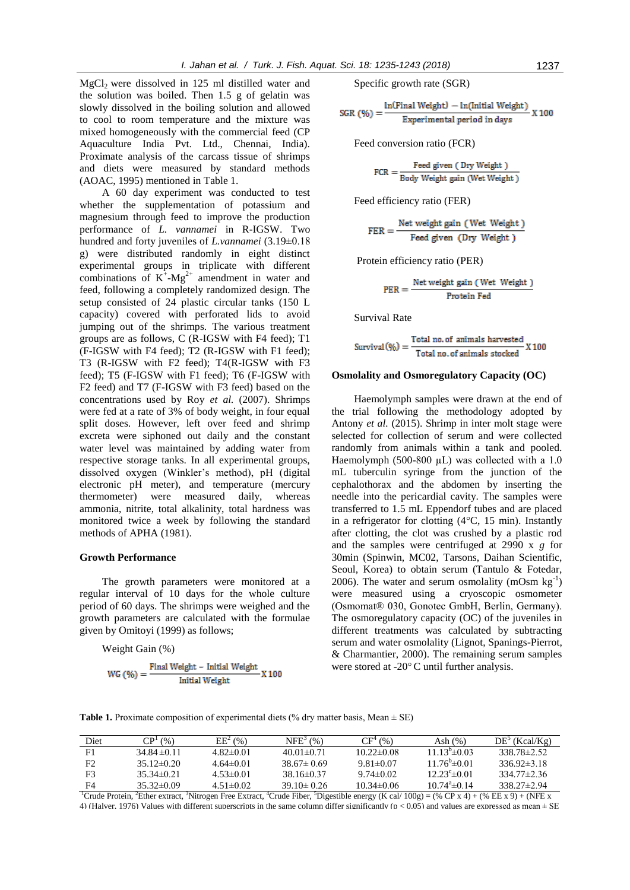$MgCl_2$ were dissolved in 125 ml distilled water and the solution was boiled. Then 1.5 g of gelatin was slowly dissolved in the boiling solution and allowed to cool to room temperature and the mixture was mixed homogeneously with the commercial feed (CP Aquaculture India Pvt. Ltd., Chennai, India). Proximate analysis of the carcass tissue of shrimps and diets were measured by standard methods (AOAC, 1995) mentioned in Table 1.

A 60 day experiment was conducted to test whether the supplementation of potassium and magnesium through feed to improve the production performance of *L. vannamei* in R-IGSW. Two hundred and forty juveniles of *L.vannamei* (3.19±0.18 g) were distributed randomly in eight distinct experimental groups in triplicate with different combinations of $K^+$-$Mg^{2+}$ amendment in water and feed, following a completely randomized design. The setup consisted of 24 plastic circular tanks (150 L capacity) covered with perforated lids to avoid jumping out of the shrimps. The various treatment groups are as follows, C (R-IGSW with F4 feed); T1 (F-IGSW with F4 feed); T2 (R-IGSW with F1 feed); T3 (R-IGSW with F2 feed); T4(R-IGSW with F3 feed); T5 (F-IGSW with F1 feed); T6 (F-IGSW with F2 feed) and T7 (F-IGSW with F3 feed) based on the concentrations used by Roy *et al.* (2007). Shrimps were fed at a rate of 3% of body weight, in four equal split doses. However, left over feed and shrimp excreta were siphoned out daily and the constant water level was maintained by adding water from respective storage tanks. In all experimental groups, dissolved oxygen (Winkler's method), pH (digital electronic pH meter), and temperature (mercury thermometer) were measured daily, whereas ammonia, nitrite, total alkalinity, total hardness was monitored twice a week by following the standard methods of APHA (1981).

### Growth Performance

The growth parameters were monitored at a regular interval of 10 days for the whole culture period of 60 days. The shrimps were weighed and the growth parameters are calculated with the formulae given by Omitoyi (1999) as follows;

Weight Gain (%)

$$WG\ (\%) = \frac{\text{Final Weight} - \text{Initial Weight}}{\text{Initial Weight}} \times 100$$

Specific growth rate (SGR)

$$SGR\ (\%) = \frac{\ln(\text{Final Weight}) - \ln(\text{Initial Weight})}{\text{Experimental period in days}} \times 100$$

Feed conversion ratio (FCR)

$$FCR = \frac{\text{Feed given (Dry Weight)}}{\text{Body Weight gain (Wet Weight)}}$$

Feed efficiency ratio (FER)

$$FER = \frac{\text{Net weight gain (Wet Weight)}}{\text{Feed given (Dry Weight)}}$$

Protein efficiency ratio (PER)

$$PER = \frac{\text{Net weight gain (Wet Weight)}}{\text{Protein Fed}}$$

Survival Rate

$$Survival(\%) = \frac{\text{Total no. of animals harvested}}{\text{Total no. of animals stocked}} \times 100$$

### Osmolality and Osmoregulatory Capacity (OC)

Haemolymph samples were drawn at the end of the trial following the methodology adopted by Antony *et al.* (2015). Shrimp in inter molt stage were selected for collection of serum and were collected randomly from animals within a tank and pooled. Haemolymph (500-800 µL) was collected with a 1.0 mL tuberculin syringe from the junction of the cephalothorax and the abdomen by inserting the needle into the pericardial cavity. The samples were transferred to 1.5 mL Eppendorf tubes and are placed in a refrigerator for clotting (4°C, 15 min). Instantly after clotting, the clot was crushed by a plastic rod and the samples were centrifuged at 2990 x *g* for 30min (Spinwin, MC02, Tarsons, Daihan Scientific, Seoul, Korea) to obtain serum (Tantulo & Fotedar, 2006). The water and serum osmolality (mOsm $kg^{-1}$) were measured using a cryoscopic osmometer (Osmomat® 030, Gonotec GmbH, Berlin, Germany). The osmoregulatory capacity (OC) of the juveniles in different treatments was calculated by subtracting serum and water osmolality (Lignot, Spanings-Pierrot, & Charmantier, 2000). The remaining serum samples were stored at -20° C until further analysis.

**Table 1.** Proximate composition of experimental diets (% dry matter basis, Mean ± SE)

| Diet | CP[1] (%) | EE[2] (%) | NFE[3] (%) | CF[4] (%) | Ash (%) | DE[5] (Kcal/Kg) |
|---|---|---|---|---|---|---|
| F1 | 34.84±0.11 | 4.82±0.01 | 40.01±0.71 | 10.22±0.08 | 11.13[b]±0.03 | 338.78±2.52 |
| F2 | 35.12±0.20 | 4.64±0.01 | 38.67± 0.69 | 9.81±0.07 | 11.76[b]±0.01 | 336.92±3.18 |
| F3 | 35.34±0.21 | 4.53±0.01 | 38.16±0.37 | 9.74±0.02 | 12.23[c]±0.01 | 334.77±2.36 |
| F4 | 35.32±0.09 | 4.51±0.02 | 39.10± 0.26 | 10.34±0.06 | 10.74[a]±0.14 | 338.27±2.94 |

[1]Crude Protein, [2]Ether extract, [3]Nitrogen Free Extract, [4]Crude Fiber, [5]Digestible energy (K cal/ 100g) = (% CP x 4) + (% EE x 9) + (NFE x 4) (Halver, 1976) Values with different superscripts in the same column differ significantly ($p < 0.05$) and values are expressed as mean ± SE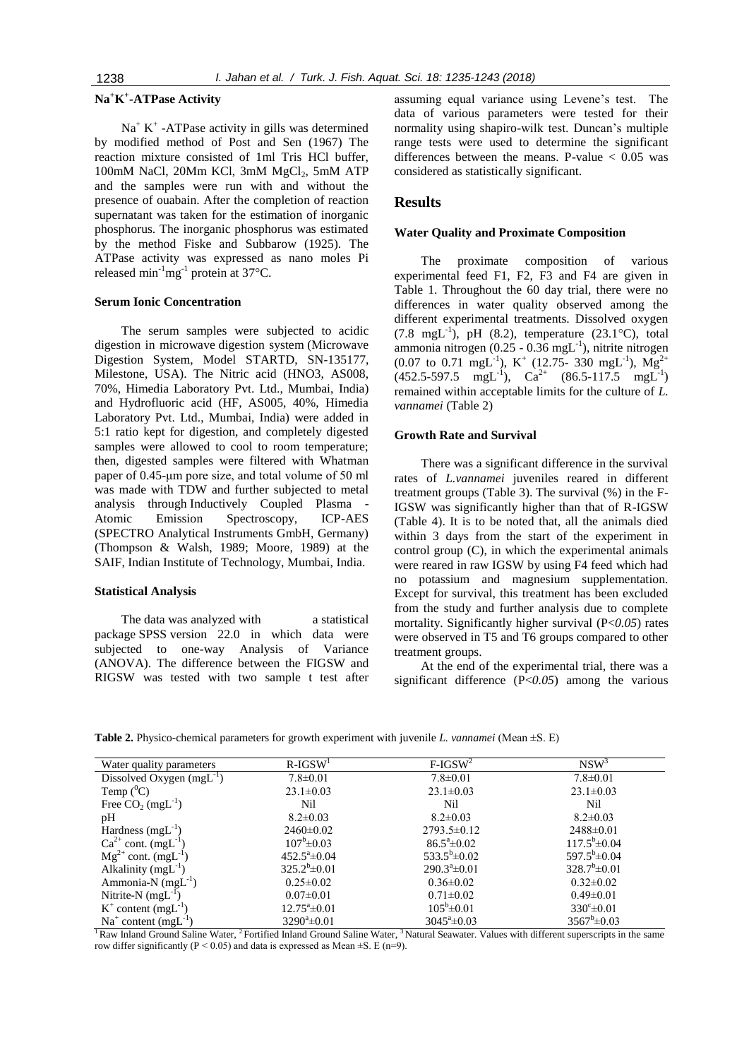### $Na^+K^+$-ATPase Activity

$Na^+$ $K^+$ -ATPase activity in gills was determined by modified method of Post and Sen (1967) The reaction mixture consisted of 1ml Tris HCl buffer, 100mM NaCl, 20Mm KCl, 3mM $MgCl_2$, 5mM ATP and the samples were run with and without the presence of ouabain. After the completion of reaction supernatant was taken for the estimation of inorganic phosphorus. The inorganic phosphorus was estimated by the method Fiske and Subbarow (1925). The ATPase activity was expressed as nano moles Pi released $min^{-1}mg^{-1}$ protein at 37°C.

### Serum Ionic Concentration

The serum samples were subjected to acidic digestion in microwave digestion system (Microwave Digestion System, Model STARTD, SN-135177, Milestone, USA). The Nitric acid (HNO3, AS008, 70%, Himedia Laboratory Pvt. Ltd., Mumbai, India) and Hydrofluoric acid (HF, AS005, 40%, Himedia Laboratory Pvt. Ltd., Mumbai, India) were added in 5:1 ratio kept for digestion, and completely digested samples were allowed to cool to room temperature; then, digested samples were filtered with Whatman paper of 0.45-μm pore size, and total volume of 50 ml was made with TDW and further subjected to metal analysis through Inductively Coupled Plasma - Atomic Emission Spectroscopy, ICP-AES (SPECTRO Analytical Instruments GmbH, Germany) (Thompson & Walsh, 1989; Moore, 1989) at the SAIF, Indian Institute of Technology, Mumbai, India.

### Statistical Analysis

The data was analyzed with a statistical package SPSS version 22.0 in which data were subjected to one-way Analysis of Variance (ANOVA). The difference between the FIGSW and RIGSW was tested with two sample t test after assuming equal variance using Levene's test. The data of various parameters were tested for their normality using shapiro-wilk test. Duncan's multiple range tests were used to determine the significant differences between the means. P-value < 0.05 was considered as statistically significant.

## Results

### Water Quality and Proximate Composition

The proximate composition of various experimental feed F1, F2, F3 and F4 are given in Table 1. Throughout the 60 day trial, there were no differences in water quality observed among the different experimental treatments. Dissolved oxygen (7.8 $mgL^{-1}$), pH (8.2), temperature (23.1°C), total ammonia nitrogen (0.25 - 0.36 $mgL^{-1}$), nitrite nitrogen (0.07 to 0.71 $mgL^{-1}$), $K^+$ (12.75- 330 $mgL^{-1}$), $Mg^{2+}$ (452.5-597.5 $mgL^{-1}$), $Ca^{2+}$ (86.5-117.5 $mgL^{-1}$) remained within acceptable limits for the culture of *L. vannamei* (Table 2)

### Growth Rate and Survival

There was a significant difference in the survival rates of *L.vannamei* juveniles reared in different treatment groups (Table 3). The survival (%) in the F-IGSW was significantly higher than that of R-IGSW (Table 4). It is to be noted that, all the animals died within 3 days from the start of the experiment in control group (C), in which the experimental animals were reared in raw IGSW by using F4 feed which had no potassium and magnesium supplementation. Except for survival, this treatment has been excluded from the study and further analysis due to complete mortality. Significantly higher survival (*P<0.05*) rates were observed in T5 and T6 groups compared to other treatment groups.

At the end of the experimental trial, there was a significant difference (*P<0.05*) among the various

**Table 2.** Physico-chemical parameters for growth experiment with juvenile *L. vannamei* (Mean ±S. E)

| Water quality parameters | R-IGSW[1] | F-IGSW[2] | NSW[3] |
|---|---|---|---|
| Dissolved Oxygen ($mgL^{-1}$) | 7.8±0.01 | 7.8±0.01 | 7.8±0.01 |
| Temp ($^0$C) | 23.1±0.03 | 23.1±0.03 | 23.1±0.03 |
| Free $CO_2$ ($mgL^{-1}$) | Nil | Nil | Nil |
| pH | 8.2±0.03 | 8.2±0.03 | 8.2±0.03 |
| Hardness ($mgL^{-1}$) | 2460±0.02 | 2793.5±0.12 | 2488±0.01 |
| $Ca^{2+}$ cont. ($mgL^{-1}$) | $107^b$±0.03 | $86.5^a$±0.02 | $117.5^b$±0.04 |
| $Mg^{2+}$ cont. ($mgL^{-1}$) | $452.5^a$±0.04 | $533.5^b$±0.02 | $597.5^b$±0.04 |
| Alkalinity ($mgL^{-1}$) | $325.2^b$±0.01 | $290.3^a$±0.01 | $328.7^b$±0.01 |
| Ammonia-N ($mgL^{-1}$) | 0.25±0.02 | 0.36±0.02 | 0.32±0.02 |
| Nitrite-N ($mgL^{-1}$) | 0.07±0.01 | 0.71±0.02 | 0.49±0.01 |
| $K^+$ content ($mgL^{-1}$) | $12.75^a$±0.01 | $105^b$±0.01 | $330^c$±0.01 |
| $Na^+$ content ($mgL^{-1}$) | $3290^a$±0.01 | $3045^a$±0.03 | $3567^b$±0.03 |

[1] Raw Inland Ground Saline Water, [2] Fortified Inland Ground Saline Water, [3] Natural Seawater. Values with different superscripts in the same row differ significantly (P < 0.05) and data is expressed as Mean ±S. E (n=9).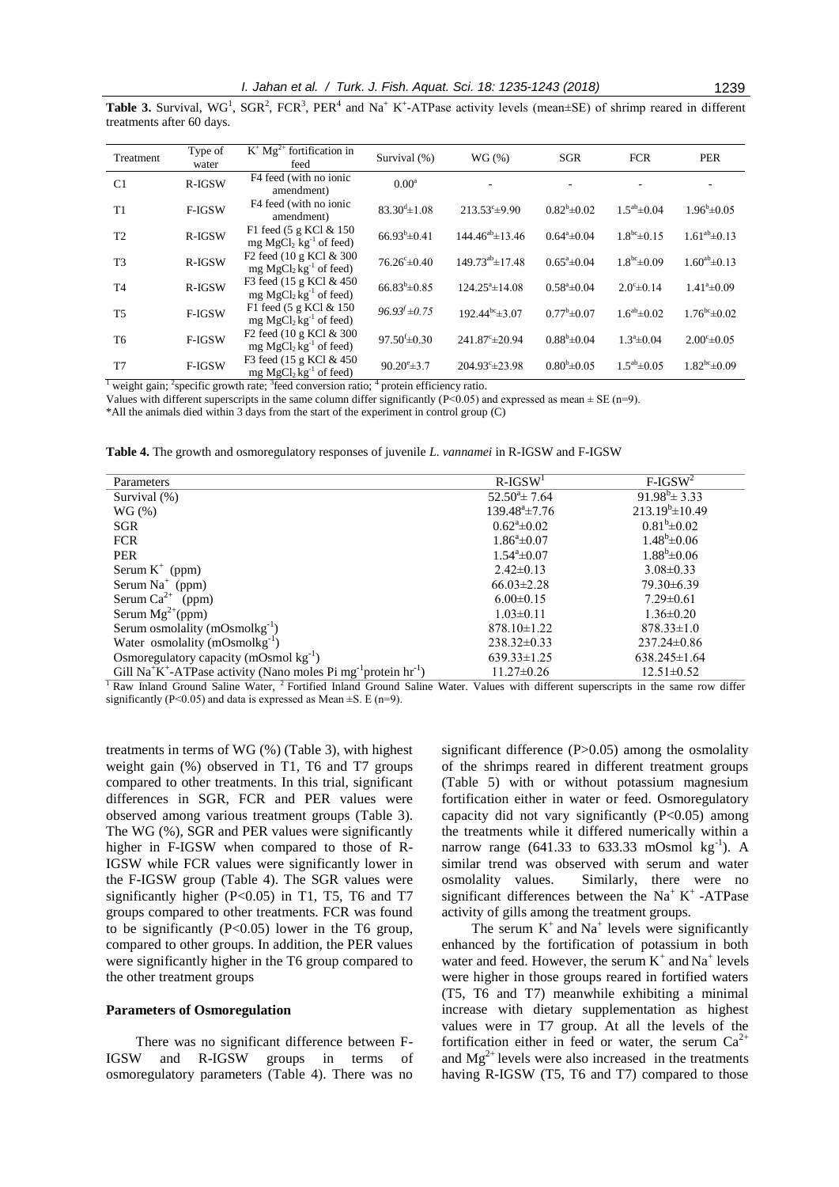**Table 3.** Survival, WG[1], SGR[2], FCR[3], PER[4] and $Na^+$ $K^+$-ATPase activity levels (mean±SE) of shrimp reared in different treatments after 60 days.

| Treatment | Type of water | $K^+$ $Mg^{2+}$ fortification in feed | Survival (%) | WG (%) | SGR | FCR | PER |
|---|---|---|---|---|---|---|---|
| C1 | R-IGSW | F4 feed (with no ionic amendment) | $0.00^a$ | - | - | - | - |
| T1 | F-IGSW | F4 feed (with no ionic amendment) | $83.30^d$±1.08 | $213.53^c$±9.90 | $0.82^b$±0.02 | $1.5^{ab}$±0.04 | $1.96^b$±0.05 |
| T2 | R-IGSW | F1 feed (5 g KCl & 150 mg $MgCl_2$ $kg^{-1}$ of feed) | $66.93^b$±0.41 | $144.46^{ab}$±13.46 | $0.64^a$±0.04 | $1.8^{bc}$±0.15 | $1.61^{ab}$±0.13 |
| T3 | R-IGSW | F2 feed (10 g KCl & 300 mg $MgCl_2$ $kg^{-1}$ of feed) | $76.26^c$±0.40 | $149.73^{ab}$±17.48 | $0.65^a$±0.04 | $1.8^{bc}$±0.09 | $1.60^{ab}$±0.13 |
| T4 | R-IGSW | F3 feed (15 g KCl & 450 mg $MgCl_2$ $kg^{-1}$ of feed) | $66.83^b$±0.85 | $124.25^a$±14.08 | $0.58^a$±0.04 | $2.0^c$±0.14 | $1.41^a$±0.09 |
| T5 | F-IGSW | F1 feed (5 g KCl & 150 mg $MgCl_2$ $kg^{-1}$ of feed) | *$96.93^f$±0.75* | $192.44^{bc}$±3.07 | $0.77^b$±0.07 | $1.6^{ab}$±0.02 | $1.76^{bc}$±0.02 |
| T6 | F-IGSW | F2 feed (10 g KCl & 300 mg $MgCl_2$ $kg^{-1}$ of feed) | $97.50^f$±0.30 | $241.87^c$±20.94 | $0.88^b$±0.04 | $1.3^a$±0.04 | $2.00^c$±0.05 |
| T7 | F-IGSW | F3 feed (15 g KCl & 450 mg $MgCl_2$ $kg^{-1}$ of feed) | $90.20^e$±3.7 | $204.93^c$±23.98 | $0.80^{bc}$±0.05 | $1.5^{ab}$±0.05 | $1.82^{bc}$±0.09 |

[1] weight gain; [2] specific growth rate; [3] feed conversion ratio; [4] protein efficiency ratio.

Values with different superscripts in the same column differ significantly ($P<0.05$) and expressed as mean ± SE (n=9).

*All the animals died within 3 days from the start of the experiment in control group (C)

**Table 4.** The growth and osmoregulatory responses of juvenile *L. vannamei* in R-IGSW and F-IGSW

| Parameters | R-IGSW[1] | F-IGSW[2] |
|---|---|---|
| Survival (%) | $52.50^a$± 7.64 | $91.98^b$± 3.33 |
| WG (%) | $139.48^a$±7.76 | $213.19^b$±10.49 |
| SGR | $0.62^a$±0.02 | $0.81^b$±0.02 |
| FCR | $1.86^a$±0.07 | $1.48^b$±0.06 |
| PER | $1.54^a$±0.07 | $1.88^b$±0.06 |
| Serum $K^+$ (ppm) | 2.42±0.13 | 3.08±0.33 |
| Serum $Na^+$ (ppm) | 66.03±2.28 | 79.30±6.39 |
| Serum $Ca^{2+}$ (ppm) | 6.00±0.15 | 7.29±0.61 |
| Serum $Mg^{2+}$(ppm) | 1.03±0.11 | 1.36±0.20 |
| Serum osmolality ($mOsmolkg^{-1}$) | 878.10±1.22 | 878.33±1.0 |
| Water osmolality ($mOsmolkg^{-1}$) | 238.32±0.33 | 237.24±0.86 |
| Osmoregulatory capacity ($mOsmol\ kg^{-1}$) | 639.33±1.25 | 638.245±1.64 |
| Gill $Na^+K^+$-ATPase activity (Nano moles Pi $mg^{-1}$protein $hr^{-1}$) | 11.27±0.26 | 12.51±0.52 |

[1] Raw Inland Ground Saline Water, [2] Fortified Inland Ground Saline Water. Values with different superscripts in the same row differ significantly ($P<0.05$) and data is expressed as Mean ±S. E (n=9).

treatments in terms of WG (%) (Table 3), with highest weight gain (%) observed in T1, T6 and T7 groups compared to other treatments. In this trial, significant differences in SGR, FCR and PER values were observed among various treatment groups (Table 3). The WG (%), SGR and PER values were significantly higher in F-IGSW when compared to those of R-IGSW while FCR values were significantly lower in the F-IGSW group (Table 4). The SGR values were significantly higher ($P<0.05$) in T1, T5, T6 and T7 groups compared to other treatments. FCR was found to be significantly ($P<0.05$) lower in the T6 group, compared to other groups. In addition, the PER values were significantly higher in the T6 group compared to the other treatment groups

#### Parameters of Osmoregulation

There was no significant difference between F-IGSW and R-IGSW groups in terms of osmoregulatory parameters (Table 4). There was no significant difference ($P>0.05$) among the osmolality of the shrimps reared in different treatment groups (Table 5) with or without potassium magnesium fortification either in water or feed. Osmoregulatory capacity did not vary significantly ($P<0.05$) among the treatments while it differed numerically within a narrow range (641.33 to 633.33 mOsmol $kg^{-1}$). A similar trend was observed with serum and water osmolality values. Similarly, there were no significant differences between the $Na^+$ $K^+$ -ATPase activity of gills among the treatment groups.

The serum $K^+$ and $Na^+$ levels were significantly enhanced by the fortification of potassium in both water and feed. However, the serum $K^+$ and $Na^+$ levels were higher in those groups reared in fortified waters (T5, T6 and T7) meanwhile exhibiting a minimal increase with dietary supplementation as highest values were in T7 group. At all the levels of the fortification either in feed or water, the serum $Ca^{2+}$ and $Mg^{2+}$ levels were also increased in the treatments having R-IGSW (T5, T6 and T7) compared to those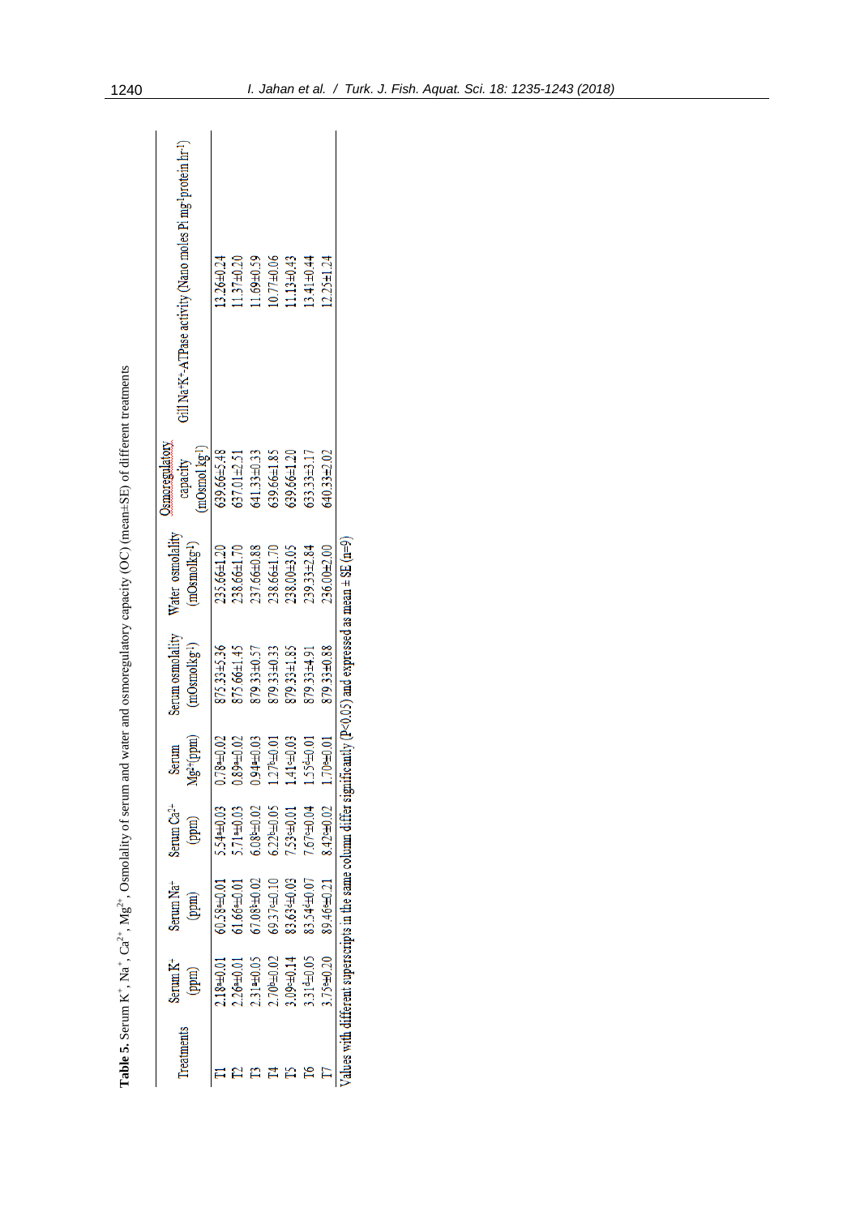**Table 5.** Serum $K^+$, $Na^+$, $Ca^{2+}$, $Mg^{2+}$, Osmolality of serum and water and osmoregulatory capacity (OC) (mean±SE) of different treatments

| Treatments | Serum $K^+$ (ppm) | Serum $Na^+$ (ppm) | Serum $Ca^{2+}$ (ppm) | Serum $Mg^{2+}$ (ppm) | Serum osmolality ($mOsmolkg^{-1}$) | Water osmolality ($mOsmolkg^{-1}$) | Osmoregulatory capacity ($mOsmol\ kg^{-1}$) | Gill $Na^+K^+$-ATPase activity (Nano moles Pi $mg^{-1}$ protein $hr^{-1}$) |
|---|---|---|---|---|---|---|---|---|
| T1 | $2.18^a$±0.01 | $60.58^a$±0.01 | $5.54^a$±0.03 | $0.78^a$±0.02 | 875.33±5.36 | 235.66±1.20 | 639.66±5.48 | 13.26±0.24 |
| T2 | $2.26^a$±0.01 | $61.66^a$±0.01 | $5.71^a$±0.03 | $0.89^a$±0.02 | 875.66±1.45 | 238.66±1.70 | 637.01±2.51 | 11.37±0.20 |
| T3 | $2.31^a$±0.05 | $67.08^b$±0.02 | $6.08^b$±0.02 | $0.94^a$±0.03 | 879.33±0.57 | 237.66±0.88 | 641.33±0.33 | 11.69±0.59 |
| T4 | $2.70^b$±0.02 | $69.37^c$±0.10 | $6.22^b$±0.05 | $1.27^b$±0.01 | 879.33±0.33 | 238.66±1.70 | 639.66±1.85 | 10.77±0.06 |
| T5 | $3.09^c$±0.14 | $83.63^d$±0.03 | $7.53^c$±0.01 | $1.41^c$±0.03 | 879.33±1.85 | 238.00±3.05 | 639.66±1.20 | 11.13±0.43 |
| T6 | $3.31^d$±0.05 | $83.54^d$±0.07 | $7.67^c$±0.04 | $1.55^d$±0.01 | 879.33±4.91 | 239.33±2.84 | 633.33±3.17 | 13.41±0.44 |
| T7 | $3.75^e$±0.20 | $89.46^e$±0.21 | $8.42^e$±0.02 | $1.70^e$±0.01 | 879.33±0.88 | 236.00±2.00 | 640.33±2.02 | 12.25±1.24 |

Values with different superscripts in the same column differ significantly ($P<0.05$) and expressed as mean ± SE (n=9)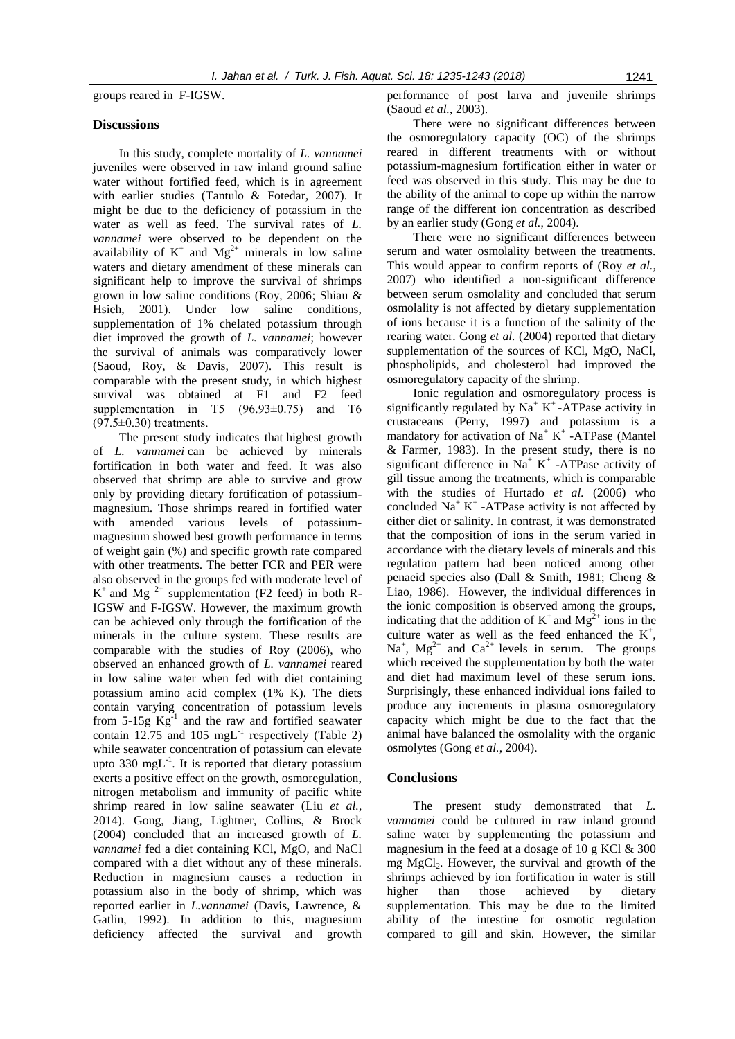groups reared in F-IGSW.

## Discussions

In this study, complete mortality of *L. vannamei* juveniles were observed in raw inland ground saline water without fortified feed, which is in agreement with earlier studies (Tantulo & Fotedar, 2007). It might be due to the deficiency of potassium in the water as well as feed. The survival rates of *L. vannamei* were observed to be dependent on the availability of $K^+$ and $Mg^{2+}$ minerals in low saline waters and dietary amendment of these minerals can significant help to improve the survival of shrimps grown in low saline conditions (Roy, 2006; Shiau & Hsieh, 2001). Under low saline conditions, supplementation of 1% chelated potassium through diet improved the growth of *L. vannamei*; however the survival of animals was comparatively lower (Saoud, Roy, & Davis, 2007). This result is comparable with the present study, in which highest survival was obtained at F1 and F2 feed supplementation in T5 (96.93±0.75) and T6 (97.5±0.30) treatments.

The present study indicates that highest growth of *L. vannamei* can be achieved by minerals fortification in both water and feed. It was also observed that shrimp are able to survive and grow only by providing dietary fortification of potassium-magnesium. Those shrimps reared in fortified water with amended various levels of potassium-magnesium showed best growth performance in terms of weight gain (%) and specific growth rate compared with other treatments. The better FCR and PER were also observed in the groups fed with moderate level of $K^+$ and $Mg^{2+}$ supplementation (F2 feed) in both R-IGSW and F-IGSW. However, the maximum growth can be achieved only through the fortification of the minerals in the culture system. These results are comparable with the studies of Roy (2006), who observed an enhanced growth of *L. vannamei* reared in low saline water when fed with diet containing potassium amino acid complex (1% K). The diets contain varying concentration of potassium levels from 5-15g $Kg^{-1}$ and the raw and fortified seawater contain 12.75 and 105 $mgL^{-1}$ respectively (Table 2) while seawater concentration of potassium can elevate upto 330 $mgL^{-1}$. It is reported that dietary potassium exerts a positive effect on the growth, osmoregulation, nitrogen metabolism and immunity of pacific white shrimp reared in low saline seawater (Liu *et al.*, 2014). Gong, Jiang, Lightner, Collins, & Brock (2004) concluded that an increased growth of *L. vannamei* fed a diet containing KCl, MgO, and NaCl compared with a diet without any of these minerals. Reduction in magnesium causes a reduction in potassium also in the body of shrimp, which was reported earlier in *L.vannamei* (Davis, Lawrence, & Gatlin, 1992). In addition to this, magnesium deficiency affected the survival and growth performance of post larva and juvenile shrimps (Saoud *et al.*, 2003).

There were no significant differences between the osmoregulatory capacity (OC) of the shrimps reared in different treatments with or without potassium-magnesium fortification either in water or feed was observed in this study. This may be due to the ability of the animal to cope up within the narrow range of the different ion concentration as described by an earlier study (Gong *et al.*, 2004).

There were no significant differences between serum and water osmolality between the treatments. This would appear to confirm reports of (Roy *et al.*, 2007) who identified a non-significant difference between serum osmolality and concluded that serum osmolality is not affected by dietary supplementation of ions because it is a function of the salinity of the rearing water. Gong *et al.* (2004) reported that dietary supplementation of the sources of KCl, MgO, NaCl, phospholipids, and cholesterol had improved the osmoregulatory capacity of the shrimp.

Ionic regulation and osmoregulatory process is significantly regulated by $Na^+$ $K^+$-ATPase activity in crustaceans (Perry, 1997) and potassium is a mandatory for activation of $Na^+$ $K^+$ -ATPase (Mantel & Farmer, 1983). In the present study, there is no significant difference in $Na^+$ $K^+$ -ATPase activity of gill tissue among the treatments, which is comparable with the studies of Hurtado *et al.* (2006) who concluded $Na^+$ $K^+$ -ATPase activity is not affected by either diet or salinity. In contrast, it was demonstrated that the composition of ions in the serum varied in accordance with the dietary levels of minerals and this regulation pattern had been noticed among other penaeid species also (Dall & Smith, 1981; Cheng & Liao, 1986). However, the individual differences in the ionic composition is observed among the groups, indicating that the addition of $K^+$ and $Mg^{2+}$ ions in the culture water as well as the feed enhanced the $K^+$, $Na^+$, $Mg^{2+}$ and $Ca^{2+}$ levels in serum. The groups which received the supplementation by both the water and diet had maximum level of these serum ions. Surprisingly, these enhanced individual ions failed to produce any increments in plasma osmoregulatory capacity which might be due to the fact that the animal have balanced the osmolality with the organic osmolytes (Gong *et al.*, 2004).

## Conclusions

The present study demonstrated that *L. vannamei* could be cultured in raw inland ground saline water by supplementing the potassium and magnesium in the feed at a dosage of 10 g KCl & 300 mg $MgCl_2$. However, the survival and growth of the shrimps achieved by ion fortification in water is still higher than those achieved by dietary supplementation. This may be due to the limited ability of the intestine for osmotic regulation compared to gill and skin. However, the similar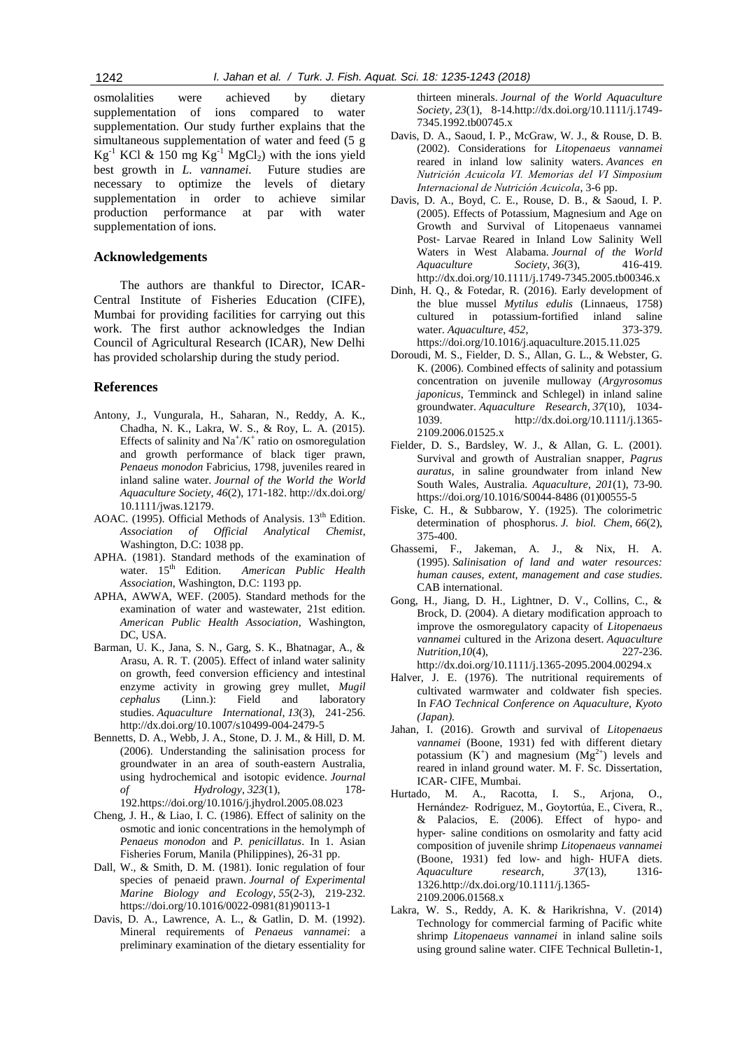osmolalities were achieved by dietary supplementation of ions compared to water supplementation. Our study further explains that the simultaneous supplementation of water and feed (5 g $Kg^{-1}$ KCl & 150 mg $Kg^{-1}$ $MgCl_2$) with the ions yield best growth in *L. vannamei*. Future studies are necessary to optimize the levels of dietary supplementation in order to achieve similar production performance at par with water supplementation of ions.

## Acknowledgements

The authors are thankful to Director, ICAR-Central Institute of Fisheries Education (CIFE), Mumbai for providing facilities for carrying out this work. The first author acknowledges the Indian Council of Agricultural Research (ICAR), New Delhi has provided scholarship during the study period.

## References

Antony, J., Vungurala, H., Saharan, N., Reddy, A. K., Chadha, N. K., Lakra, W. S., & Roy, L. A. (2015). Effects of salinity and $Na^+/K^+$ ratio on osmoregulation and growth performance of black tiger prawn, *Penaeus monodon* Fabricius, 1798, juveniles reared in inland saline water. *Journal of the World the World Aquaculture Society*, *46*(2), 171-182. http://dx.doi.org/10.1111/jwas.12179.

AOAC. (1995). Official Methods of Analysis. $13^{th}$ Edition. *Association of Official Analytical Chemist*, Washington, D.C: 1038 pp.

APHA. (1981). Standard methods of the examination of water. $15^{th}$ Edition. *American Public Health Association*, Washington, D.C: 1193 pp.

APHA, AWWA, WEF. (2005). Standard methods for the examination of water and wastewater, 21st edition. *American Public Health Association*, Washington, DC, USA.

Barman, U. K., Jana, S. N., Garg, S. K., Bhatnagar, A., & Arasu, A. R. T. (2005). Effect of inland water salinity on growth, feed conversion efficiency and intestinal enzyme activity in growing grey mullet, *Mugil cephalus* (Linn.): Field and laboratory studies. *Aquaculture International*, *13*(3), 241-256. http://dx.doi.org/10.1007/s10499-004-2479-5

Bennetts, D. A., Webb, J. A., Stone, D. J. M., & Hill, D. M. (2006). Understanding the salinisation process for groundwater in an area of south-eastern Australia, using hydrochemical and isotopic evidence. *Journal of Hydrology*, *323*(1), 178-192.https://doi.org/10.1016/j.jhydrol.2005.08.023

Cheng, J. H., & Liao, I. C. (1986). Effect of salinity on the osmotic and ionic concentrations in the hemolymph of *Penaeus monodon* and *P. penicillatus*. In 1. Asian Fisheries Forum, Manila (Philippines), 26-31 pp.

Dall, W., & Smith, D. M. (1981). Ionic regulation of four species of penaeid prawn. *Journal of Experimental Marine Biology and Ecology*, *55*(2-3), 219-232. https://doi.org/10.1016/0022-0981(81)90113-1

Davis, D. A., Lawrence, A. L., & Gatlin, D. M. (1992). Mineral requirements of *Penaeus vannamei*: a preliminary examination of the dietary essentiality for thirteen minerals. *Journal of the World Aquaculture Society*, *23*(1), 8-14.http://dx.doi.org/10.1111/j.1749-7345.1992.tb00745.x

Davis, D. A., Saoud, I. P., McGraw, W. J., & Rouse, D. B. (2002). Considerations for *Litopenaeus vannamei* reared in inland low salinity waters. *Avances en Nutrición Acuicola VI. Memorias del VI Simposium Internacional de Nutrición Acuicola*, 3-6 pp.

Davis, D. A., Boyd, C. E., Rouse, D. B., & Saoud, I. P. (2005). Effects of Potassium, Magnesium and Age on Growth and Survival of Litopenaeus vannamei Post- Larvae Reared in Inland Low Salinity Well Waters in West Alabama. *Journal of the World Aquaculture Society*, *36*(3), 416-419. http://dx.doi.org/10.1111/j.1749-7345.2005.tb00346.x

Dinh, H. Q., & Fotedar, R. (2016). Early development of the blue mussel *Mytilus edulis* (Linnaeus, 1758) cultured in potassium-fortified inland saline water. *Aquaculture*, *452*, 373-379. https://doi.org/10.1016/j.aquaculture.2015.11.025

Doroudi, M. S., Fielder, D. S., Allan, G. L., & Webster, G. K. (2006). Combined effects of salinity and potassium concentration on juvenile mulloway (*Argyrosomus japonicus*, Temminck and Schlegel) in inland saline groundwater. *Aquaculture Research*, *37*(10), 1034-1039. http://dx.doi.org/10.1111/j.1365-2109.2006.01525.x

Fielder, D. S., Bardsley, W. J., & Allan, G. L. (2001). Survival and growth of Australian snapper, *Pagrus auratus*, in saline groundwater from inland New South Wales, Australia. *Aquaculture*, *201*(1), 73-90. https://doi.org/10.1016/S0044-8486 (01)00555-5

Fiske, C. H., & Subbarow, Y. (1925). The colorimetric determination of phosphorus. *J. biol. Chem*, *66*(2), 375-400.

Ghassemi, F., Jakeman, A. J., & Nix, H. A. (1995). *Salinisation of land and water resources: human causes, extent, management and case studies.* CAB international.

Gong, H., Jiang, D. H., Lightner, D. V., Collins, C., & Brock, D. (2004). A dietary modification approach to improve the osmoregulatory capacity of *Litopenaeus vannamei* cultured in the Arizona desert. *Aquaculture Nutrition*, *10*(4), 227-236. http://dx.doi.org/10.1111/j.1365-2095.2004.00294.x

Halver, J. E. (1976). The nutritional requirements of cultivated warmwater and coldwater fish species. In *FAO Technical Conference on Aquaculture, Kyoto (Japan).*

Jahan, I. (2016). Growth and survival of *Litopenaeus vannamei* (Boone, 1931) fed with different dietary potassium ($K^+$) and magnesium ($Mg^{2+}$) levels and reared in inland ground water. M. F. Sc. Dissertation, ICAR- CIFE, Mumbai.

Hurtado, M. A., Racotta, I. S., Arjona, O., Hernández‐ Rodríguez, M., Goytortúa, E., Civera, R., & Palacios, E. (2006). Effect of hypo‐ and hyper‐ saline conditions on osmolarity and fatty acid composition of juvenile shrimp *Litopenaeus vannamei* (Boone, 1931) fed low‐ and high‐ HUFA diets. *Aquaculture research*, *37*(13), 1316-1326.http://dx.doi.org/10.1111/j.1365-2109.2006.01568.x

Lakra, W. S., Reddy, A. K. & Harikrishna, V. (2014) Technology for commercial farming of Pacific white shrimp *Litopenaeus vannamei* in inland saline soils using ground saline water. CIFE Technical Bulletin-1,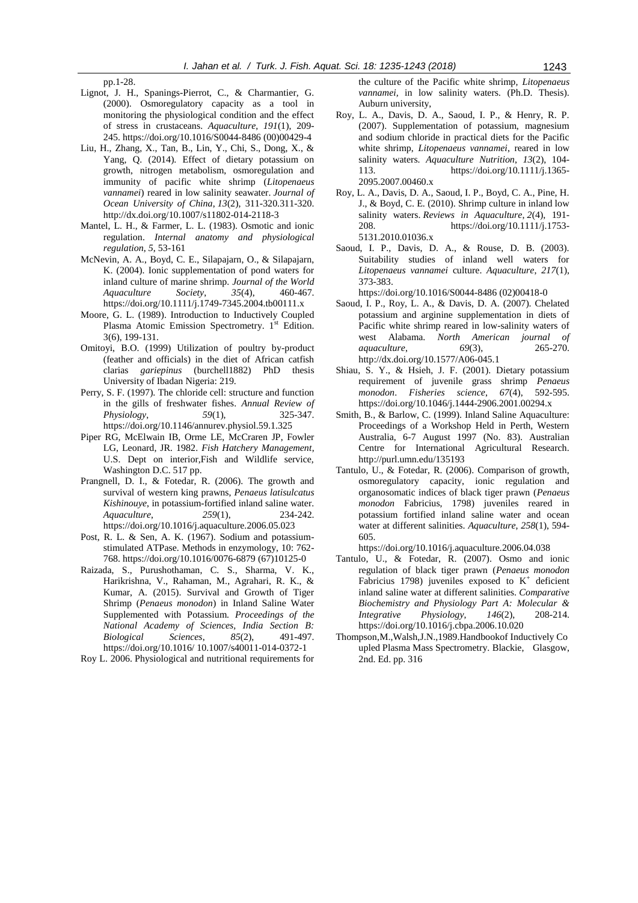pp.1-28.

Lignot, J. H., Spanings-Pierrot, C., & Charmantier, G. (2000). Osmoregulatory capacity as a tool in monitoring the physiological condition and the effect of stress in crustaceans. *Aquaculture*, *191*(1), 209-245. https://doi.org/10.1016/S0044-8486 (00)00429-4

Liu, H., Zhang, X., Tan, B., Lin, Y., Chi, S., Dong, X., & Yang, Q. (2014). Effect of dietary potassium on growth, nitrogen metabolism, osmoregulation and immunity of pacific white shrimp (*Litopenaeus vannamei*) reared in low salinity seawater. *Journal of Ocean University of China*, *13*(2), 311-320.311-320. http://dx.doi.org/10.1007/s11802-014-2118-3

Mantel, L. H., & Farmer, L. L. (1983). Osmotic and ionic regulation. *Internal anatomy and physiological regulation*, *5*, 53-161

McNevin, A. A., Boyd, C. E., Silapajarn, O., & Silapajarn, K. (2004). Ionic supplementation of pond waters for inland culture of marine shrimp. *Journal of the World Aquaculture Society*, *35*(4), 460-467. https://doi.org/10.1111/j.1749-7345.2004.tb00111.x

Moore, G. L. (1989). Introduction to Inductively Coupled Plasma Atomic Emission Spectrometry. 1st Edition. 3(6), 199-131.

Omitoyi, B.O. (1999) Utilization of poultry by-product (feather and officials) in the diet of African catfish clarias *gariepinus* (burchell1882) PhD thesis University of Ibadan Nigeria: 219.

Perry, S. F. (1997). The chloride cell: structure and function in the gills of freshwater fishes. *Annual Review of Physiology*, *59*(1), 325-347. https://doi.org/10.1146/annurev.physiol.59.1.325

Piper RG, McElwain IB, Orme LE, McCraren JP, Fowler LG, Leonard, JR. 1982. *Fish Hatchery Management*, U.S. Dept on interior,Fish and Wildlife service, Washington D.C. 517 pp.

Prangnell, D. I., & Fotedar, R. (2006). The growth and survival of western king prawns, *Penaeus latisulcatus Kishinouye*, in potassium-fortified inland saline water. *Aquaculture*, *259*(1), 234-242. https://doi.org/10.1016/j.aquaculture.2006.05.023

Post, R. L. & Sen, A. K. (1967). Sodium and potassium-stimulated ATPase. Methods in enzymology, 10: 762-768. https://doi.org/10.1016/0076-6879 (67)10125-0

Raizada, S., Purushothaman, C. S., Sharma, V. K., Harikrishna, V., Rahaman, M., Agrahari, R. K., & Kumar, A. (2015). Survival and Growth of Tiger Shrimp (*Penaeus monodon*) in Inland Saline Water Supplemented with Potassium. *Proceedings of the National Academy of Sciences, India Section B: Biological Sciences*, *85*(2), 491-497. https://doi.org/10.1016/ 10.1007/s40011-014-0372-1

Roy L. 2006. Physiological and nutritional requirements for the culture of the Pacific white shrimp, *Litopenaeus vannamei*, in low salinity waters. (Ph.D. Thesis). Auburn university,

Roy, L. A., Davis, D. A., Saoud, I. P., & Henry, R. P. (2007). Supplementation of potassium, magnesium and sodium chloride in practical diets for the Pacific white shrimp, *Litopenaeus vannamei*, reared in low salinity waters. *Aquaculture Nutrition*, *13*(2), 104-113. https://doi.org/10.1111/j.1365-2095.2007.00460.x

Roy, L. A., Davis, D. A., Saoud, I. P., Boyd, C. A., Pine, H. J., & Boyd, C. E. (2010). Shrimp culture in inland low salinity waters. *Reviews in Aquaculture*, *2*(4), 191-208. https://doi.org/10.1111/j.1753-5131.2010.01036.x

Saoud, I. P., Davis, D. A., & Rouse, D. B. (2003). Suitability studies of inland well waters for *Litopenaeus vannamei* culture. *Aquaculture*, *217*(1), 373-383. https://doi.org/10.1016/S0044-8486 (02)00418-0

Saoud, I. P., Roy, L. A., & Davis, D. A. (2007). Chelated potassium and arginine supplementation in diets of Pacific white shrimp reared in low-salinity waters of west Alabama. *North American journal of aquaculture*, *69*(3), 265-270. http://dx.doi.org/10.1577/A06-045.1

Shiau, S. Y., & Hsieh, J. F. (2001). Dietary potassium requirement of juvenile grass shrimp *Penaeus monodon*. *Fisheries science*, *67*(4), 592-595. https://doi.org/10.1046/j.1444-2906.2001.00294.x

Smith, B., & Barlow, C. (1999). Inland Saline Aquaculture: Proceedings of a Workshop Held in Perth, Western Australia, 6-7 August 1997 (No. 83). Australian Centre for International Agricultural Research. http://purl.umn.edu/135193

Tantulo, U., & Fotedar, R. (2006). Comparison of growth, osmoregulatory capacity, ionic regulation and organosomatic indices of black tiger prawn (*Penaeus monodon* Fabricius, 1798) juveniles reared in potassium fortified inland saline water and ocean water at different salinities. *Aquaculture*, *258*(1), 594-605. https://doi.org/10.1016/j.aquaculture.2006.04.038

Tantulo, U., & Fotedar, R. (2007). Osmo and ionic regulation of black tiger prawn (*Penaeus monodon* Fabricius 1798) juveniles exposed to $K^+$ deficient inland saline water at different salinities. *Comparative Biochemistry and Physiology Part A: Molecular & Integrative Physiology*, *146*(2), 208-214. https://doi.org/10.1016/j.cbpa.2006.10.020

Thompson,M.,Walsh,J.N.,1989.Handbookof Inductively Co upled Plasma Mass Spectrometry. Blackie, Glasgow, 2nd. Ed. pp. 316